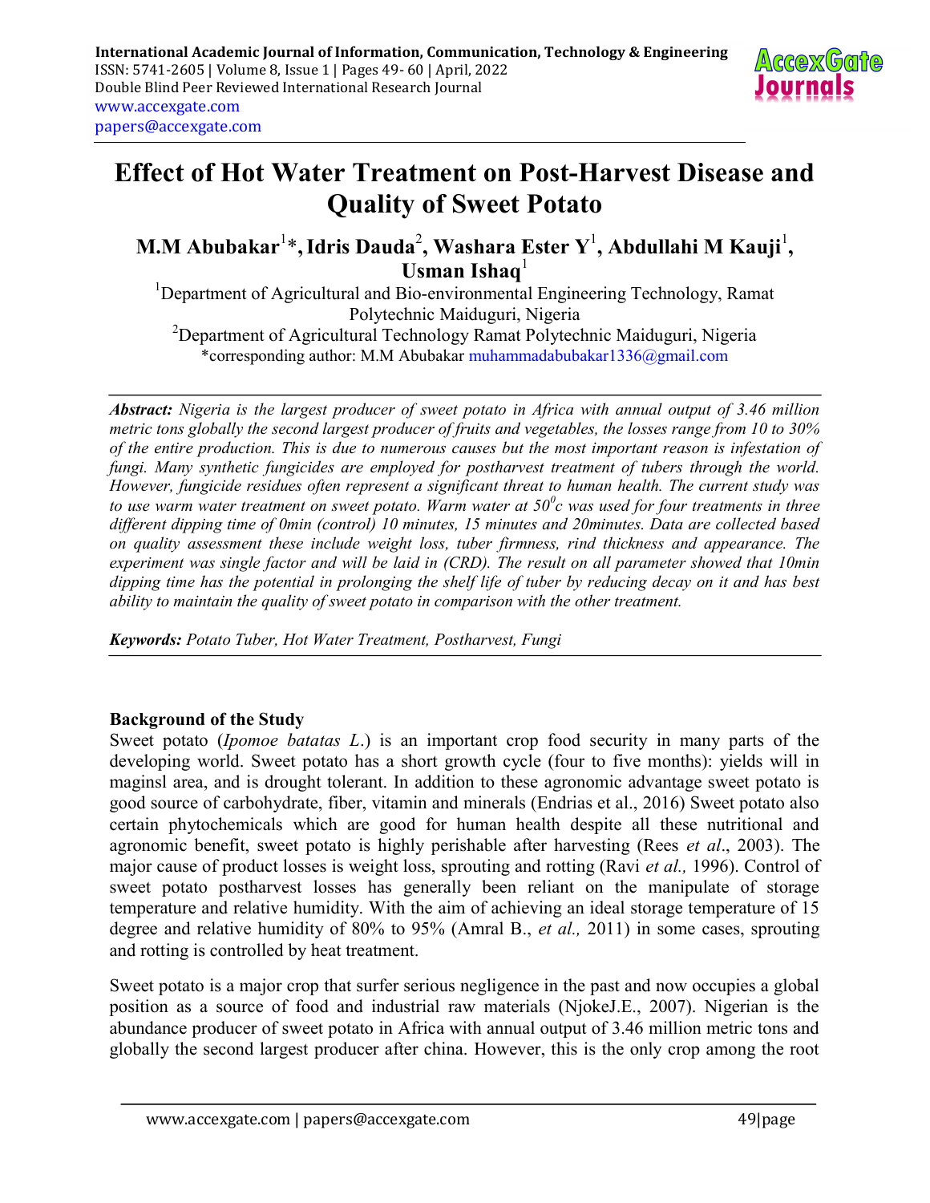# Effect of Hot Water Treatment on Post-Harvest Disease and Quality of Sweet Potato

**M.M Abubakar[1]\*, Idris Dauda[2], Washara Ester Y[1], Abdullahi M Kauji[1], Usman Ishaq[1]**

[1]Department of Agricultural and Bio-environmental Engineering Technology, Ramat Polytechnic Maiduguri, Nigeria

[2]Department of Agricultural Technology Ramat Polytechnic Maiduguri, Nigeria

\*corresponding author: M.M Abubakar muhammadabubakar1336@gmail.com

***Abstract:*** *Nigeria is the largest producer of sweet potato in Africa with annual output of 3.46 million metric tons globally the second largest producer of fruits and vegetables, the losses range from 10 to 30% of the entire production. This is due to numerous causes but the most important reason is infestation of fungi. Many synthetic fungicides are employed for postharvest treatment of tubers through the world. However, fungicide residues often represent a significant threat to human health. The current study was to use warm water treatment on sweet potato. Warm water at $50^0$c was used for four treatments in three different dipping time of 0min (control) 10 minutes, 15 minutes and 20minutes. Data are collected based on quality assessment these include weight loss, tuber firmness, rind thickness and appearance. The experiment was single factor and will be laid in (CRD). The result on all parameter showed that 10min dipping time has the potential in prolonging the shelf life of tuber by reducing decay on it and has best ability to maintain the quality of sweet potato in comparison with the other treatment.*

***Keywords:*** *Potato Tuber, Hot Water Treatment, Postharvest, Fungi*

## Background of the Study

Sweet potato (*Ipomoe batatas L*.) is an important crop food security in many parts of the developing world. Sweet potato has a short growth cycle (four to five months): yields will in maginsl area, and is drought tolerant. In addition to these agronomic advantage sweet potato is good source of carbohydrate, fiber, vitamin and minerals (Endrias et al., 2016) Sweet potato also certain phytochemicals which are good for human health despite all these nutritional and agronomic benefit, sweet potato is highly perishable after harvesting (Rees *et al*., 2003). The major cause of product losses is weight loss, sprouting and rotting (Ravi *et al.,* 1996). Control of sweet potato postharvest losses has generally been reliant on the manipulate of storage temperature and relative humidity. With the aim of achieving an ideal storage temperature of 15 degree and relative humidity of 80% to 95% (Amral B., *et al.,* 2011) in some cases, sprouting and rotting is controlled by heat treatment.

Sweet potato is a major crop that surfer serious negligence in the past and now occupies a global position as a source of food and industrial raw materials (NjokeJ.E., 2007). Nigerian is the abundance producer of sweet potato in Africa with annual output of 3.46 million metric tons and globally the second largest producer after china. However, this is the only crop among the root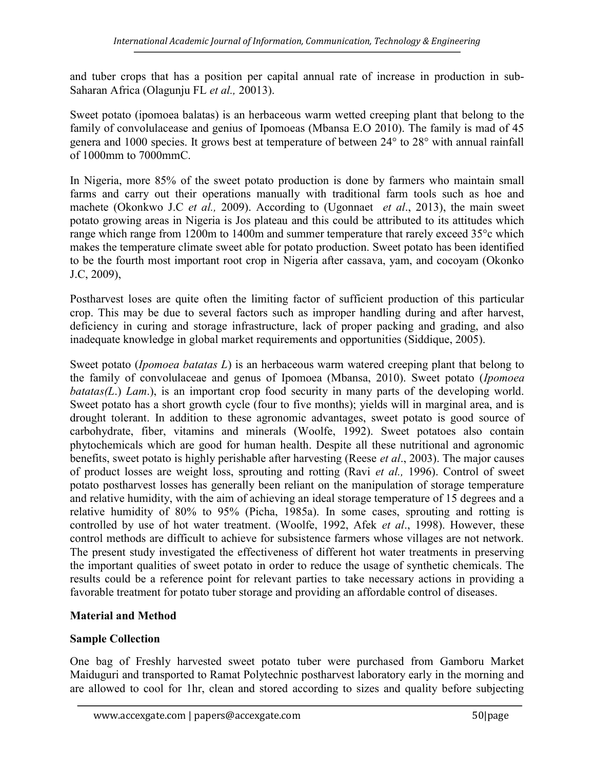and tuber crops that has a position per capital annual rate of increase in production in sub-Saharan Africa (Olagunju FL *et al.,* 20013).

Sweet potato (ipomoea balatas) is an herbaceous warm wetted creeping plant that belong to the family of convolulacease and genius of Ipomoeas (Mbansa E.O 2010). The family is mad of 45 genera and 1000 species. It grows best at temperature of between 24° to 28° with annual rainfall of 1000mm to 7000mmC.

In Nigeria, more 85% of the sweet potato production is done by farmers who maintain small farms and carry out their operations manually with traditional farm tools such as hoe and machete (Okonkwo J.C *et al.,* 2009). According to (Ugonnaet *et al*., 2013), the main sweet potato growing areas in Nigeria is Jos plateau and this could be attributed to its attitudes which range which range from 1200m to 1400m and summer temperature that rarely exceed 35°c which makes the temperature climate sweet able for potato production. Sweet potato has been identified to be the fourth most important root crop in Nigeria after cassava, yam, and cocoyam (Okonko J.C, 2009),

Postharvest loses are quite often the limiting factor of sufficient production of this particular crop. This may be due to several factors such as improper handling during and after harvest, deficiency in curing and storage infrastructure, lack of proper packing and grading, and also inadequate knowledge in global market requirements and opportunities (Siddique, 2005).

Sweet potato (*Ipomoea batatas L*) is an herbaceous warm watered creeping plant that belong to the family of convolulaceae and genus of Ipomoea (Mbansa, 2010). Sweet potato (*Ipomoea batatas(L.*) *Lam*.), is an important crop food security in many parts of the developing world. Sweet potato has a short growth cycle (four to five months); yields will in marginal area, and is drought tolerant. In addition to these agronomic advantages, sweet potato is good source of carbohydrate, fiber, vitamins and minerals (Woolfe, 1992). Sweet potatoes also contain phytochemicals which are good for human health. Despite all these nutritional and agronomic benefits, sweet potato is highly perishable after harvesting (Reese *et al*., 2003). The major causes of product losses are weight loss, sprouting and rotting (Ravi *et al.,* 1996). Control of sweet potato postharvest losses has generally been reliant on the manipulation of storage temperature and relative humidity, with the aim of achieving an ideal storage temperature of 15 degrees and a relative humidity of 80% to 95% (Picha, 1985a). In some cases, sprouting and rotting is controlled by use of hot water treatment. (Woolfe, 1992, Afek *et al*., 1998). However, these control methods are difficult to achieve for subsistence farmers whose villages are not network. The present study investigated the effectiveness of different hot water treatments in preserving the important qualities of sweet potato in order to reduce the usage of synthetic chemicals. The results could be a reference point for relevant parties to take necessary actions in providing a favorable treatment for potato tuber storage and providing an affordable control of diseases.

## Material and Method

### Sample Collection

One bag of Freshly harvested sweet potato tuber were purchased from Gamboru Market Maiduguri and transported to Ramat Polytechnic postharvest laboratory early in the morning and are allowed to cool for 1hr, clean and stored according to sizes and quality before subjecting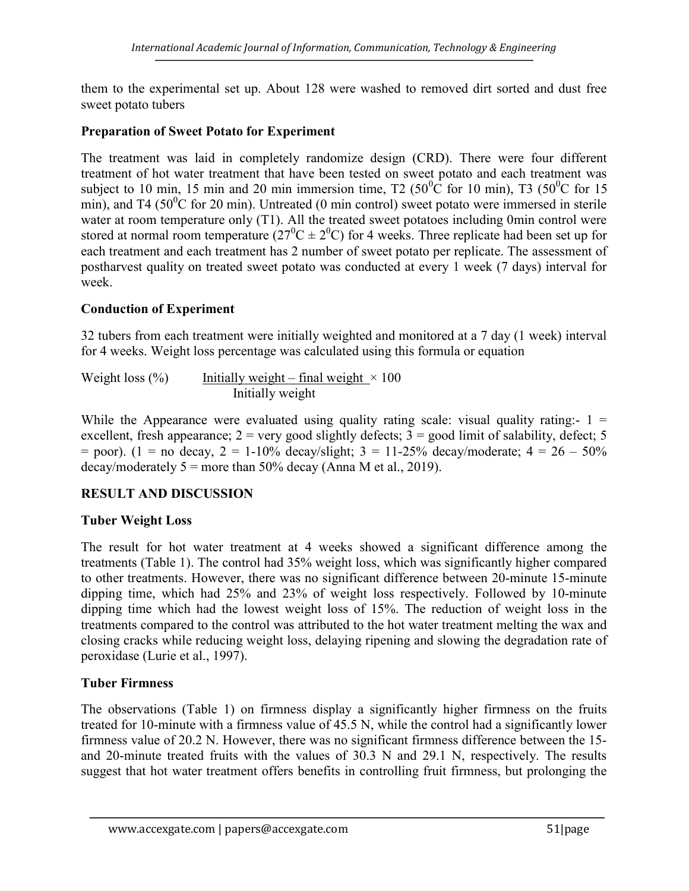them to the experimental set up. About 128 were washed to removed dirt sorted and dust free sweet potato tubers

**Preparation of Sweet Potato for Experiment**

The treatment was laid in completely randomize design (CRD). There were four different treatment of hot water treatment that have been tested on sweet potato and each treatment was subject to 10 min, 15 min and 20 min immersion time, T2 ($50^0$C for 10 min), T3 ($50^0$C for 15 min), and T4 ($50^0$C for 20 min). Untreated (0 min control) sweet potato were immersed in sterile water at room temperature only (T1). All the treated sweet potatoes including 0min control were stored at normal room temperature ($27^0C \pm 2^0C$) for 4 weeks. Three replicate had been set up for each treatment and each treatment has 2 number of sweet potato per replicate. The assessment of postharvest quality on treated sweet potato was conducted at every 1 week (7 days) interval for week.

**Conduction of Experiment**

32 tubers from each treatment were initially weighted and monitored at a 7 day (1 week) interval for 4 weeks. Weight loss percentage was calculated using this formula or equation

$$\text{Weight loss (\%)} \quad \frac{\text{Initially weight} - \text{final weight}}{\text{Initially weight}} \times 100$$

While the Appearance were evaluated using quality rating scale: visual quality rating:- 1 = excellent, fresh appearance; 2 = very good slightly defects; 3 = good limit of salability, defect; 5 = poor). (1 = no decay, 2 = 1-10% decay/slight; 3 = 11-25% decay/moderate; 4 = 26 – 50% decay/moderately 5 = more than 50% decay (Anna M et al., 2019).

## RESULT AND DISCUSSION

**Tuber Weight Loss**

The result for hot water treatment at 4 weeks showed a significant difference among the treatments (Table 1). The control had 35% weight loss, which was significantly higher compared to other treatments. However, there was no significant difference between 20-minute 15-minute dipping time, which had 25% and 23% of weight loss respectively. Followed by 10-minute dipping time which had the lowest weight loss of 15%. The reduction of weight loss in the treatments compared to the control was attributed to the hot water treatment melting the wax and closing cracks while reducing weight loss, delaying ripening and slowing the degradation rate of peroxidase (Lurie et al., 1997).

**Tuber Firmness**

The observations (Table 1) on firmness display a significantly higher firmness on the fruits treated for 10-minute with a firmness value of 45.5 N, while the control had a significantly lower firmness value of 20.2 N. However, there was no significant firmness difference between the 15- and 20-minute treated fruits with the values of 30.3 N and 29.1 N, respectively. The results suggest that hot water treatment offers benefits in controlling fruit firmness, but prolonging the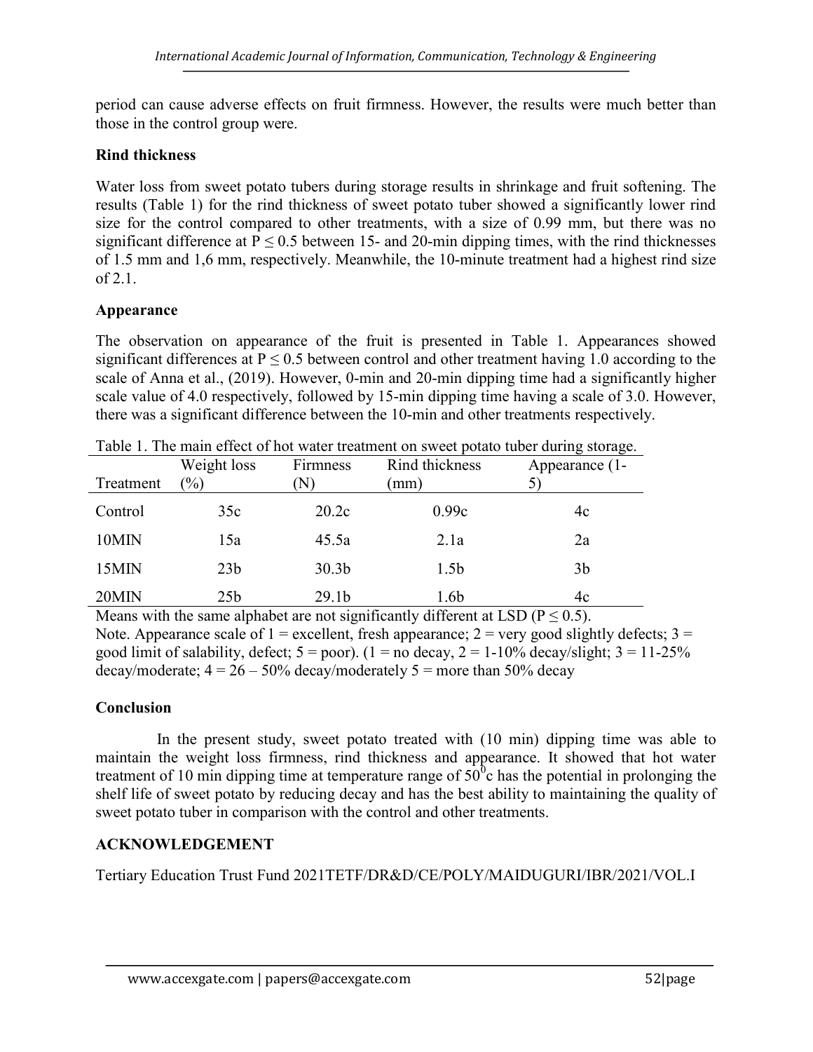period can cause adverse effects on fruit firmness. However, the results were much better than those in the control group were.

**Rind thickness**

Water loss from sweet potato tubers during storage results in shrinkage and fruit softening. The results (Table 1) for the rind thickness of sweet potato tuber showed a significantly lower rind size for the control compared to other treatments, with a size of 0.99 mm, but there was no significant difference at $P \leq 0.5$ between 15- and 20-min dipping times, with the rind thicknesses of 1.5 mm and 1,6 mm, respectively. Meanwhile, the 10-minute treatment had a highest rind size of 2.1.

**Appearance**

The observation on appearance of the fruit is presented in Table 1. Appearances showed significant differences at $P \leq 0.5$ between control and other treatment having 1.0 according to the scale of Anna et al., (2019). However, 0-min and 20-min dipping time had a significantly higher scale value of 4.0 respectively, followed by 15-min dipping time having a scale of 3.0. However, there was a significant difference between the 10-min and other treatments respectively.

Table 1. The main effect of hot water treatment on sweet potato tuber during storage.

| Treatment | Weight loss (%) | Firmness (N) | Rind thickness (mm) | Appearance (1-5) |
|---|---|---|---|---|
| Control | 35c | 20.2c | 0.99c | 4c |
| 10MIN | 15a | 45.5a | 2.1a | 2a |
| 15MIN | 23b | 30.3b | 1.5b | 3b |
| 20MIN | 25b | 29.1b | 1.6b | 4c |

Means with the same alphabet are not significantly different at LSD ($P \leq 0.5$).
Note. Appearance scale of 1 = excellent, fresh appearance; 2 = very good slightly defects; 3 = good limit of salability, defect; 5 = poor). (1 = no decay, 2 = 1-10% decay/slight; 3 = 11-25% decay/moderate; 4 = 26 – 50% decay/moderately 5 = more than 50% decay

**Conclusion**

In the present study, sweet potato treated with (10 min) dipping time was able to maintain the weight loss firmness, rind thickness and appearance. It showed that hot water treatment of 10 min dipping time at temperature range of $50^0$c has the potential in prolonging the shelf life of sweet potato by reducing decay and has the best ability to maintaining the quality of sweet potato tuber in comparison with the control and other treatments.

**ACKNOWLEDGEMENT**

Tertiary Education Trust Fund 2021TETF/DR&D/CE/POLY/MAIDUGURI/IBR/2021/VOL.I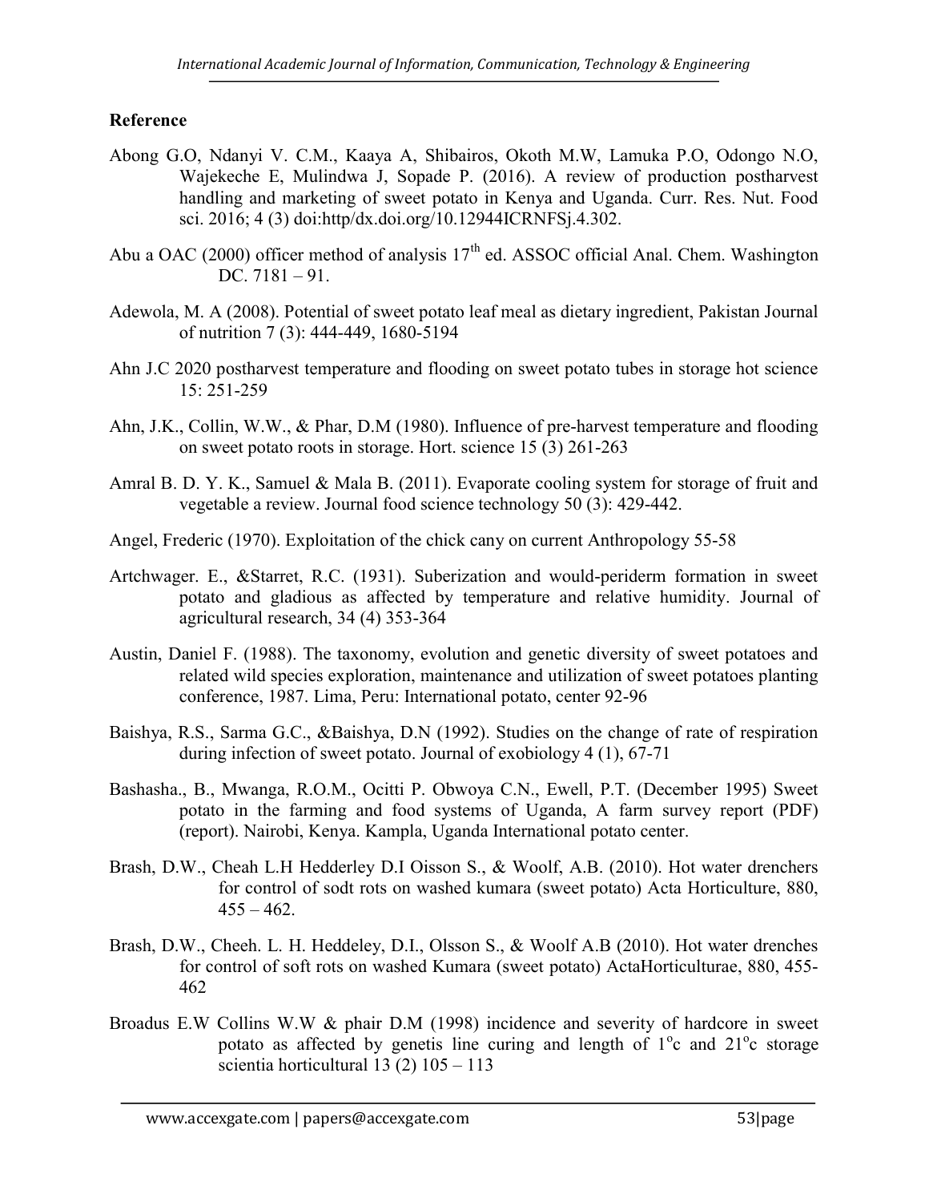## Reference

Abong G.O, Ndanyi V. C.M., Kaaya A, Shibairos, Okoth M.W, Lamuka P.O, Odongo N.O, Wajekeche E, Mulindwa J, Sopade P. (2016). A review of production postharvest handling and marketing of sweet potato in Kenya and Uganda. Curr. Res. Nut. Food sci. 2016; 4 (3) doi:http/dx.doi.org/10.12944ICRNFSj.4.302.

Abu a OAC (2000) officer method of analysis 17[th] ed. ASSOC official Anal. Chem. Washington DC. 7181 – 91.

Adewola, M. A (2008). Potential of sweet potato leaf meal as dietary ingredient, Pakistan Journal of nutrition 7 (3): 444-449, 1680-5194

Ahn J.C 2020 postharvest temperature and flooding on sweet potato tubes in storage hot science 15: 251-259

Ahn, J.K., Collin, W.W., & Phar, D.M (1980). Influence of pre-harvest temperature and flooding on sweet potato roots in storage. Hort. science 15 (3) 261-263

Amral B. D. Y. K., Samuel & Mala B. (2011). Evaporate cooling system for storage of fruit and vegetable a review. Journal food science technology 50 (3): 429-442.

Angel, Frederic (1970). Exploitation of the chick cany on current Anthropology 55-58

Artchwager. E., &Starret, R.C. (1931). Suberization and would-periderm formation in sweet potato and gladious as affected by temperature and relative humidity. Journal of agricultural research, 34 (4) 353-364

Austin, Daniel F. (1988). The taxonomy, evolution and genetic diversity of sweet potatoes and related wild species exploration, maintenance and utilization of sweet potatoes planting conference, 1987. Lima, Peru: International potato, center 92-96

Baishya, R.S., Sarma G.C., &Baishya, D.N (1992). Studies on the change of rate of respiration during infection of sweet potato. Journal of exobiology 4 (1), 67-71

Bashasha., B., Mwanga, R.O.M., Ocitti P. Obwoya C.N., Ewell, P.T. (December 1995) Sweet potato in the farming and food systems of Uganda, A farm survey report (PDF) (report). Nairobi, Kenya. Kampla, Uganda International potato center.

Brash, D.W., Cheah L.H Hedderley D.I Oisson S., & Woolf, A.B. (2010). Hot water drenchers for control of sodt rots on washed kumara (sweet potato) Acta Horticulture, 880, 455 – 462.

Brash, D.W., Cheeh. L. H. Heddeley, D.I., Olsson S., & Woolf A.B (2010). Hot water drenches for control of soft rots on washed Kumara (sweet potato) ActaHorticulturae, 880, 455-462

Broadus E.W Collins W.W & phair D.M (1998) incidence and severity of hardcore in sweet potato as affected by genetis line curing and length of 1$^{o}$c and 21$^{o}$c storage scientia horticultural 13 (2) 105 – 113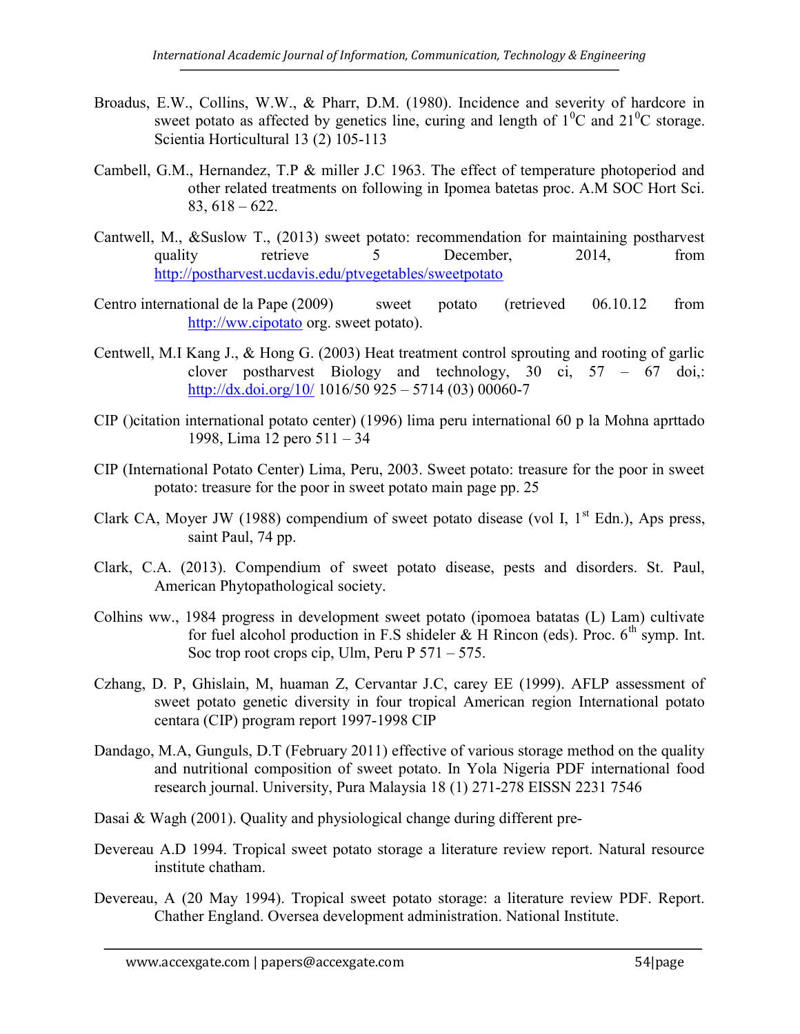Broadus, E.W., Collins, W.W., & Pharr, D.M. (1980). Incidence and severity of hardcore in sweet potato as affected by genetics line, curing and length of $1^0$C and $21^0$C storage. Scientia Horticultural 13 (2) 105-113

Cambell, G.M., Hernandez, T.P & miller J.C 1963. The effect of temperature photoperiod and other related treatments on following in Ipomea batetas proc. A.M SOC Hort Sci. 83, 618 – 622.

Cantwell, M., &Suslow T., (2013) sweet potato: recommendation for maintaining postharvest quality retrieve 5 December, 2014, from http://postharvest.ucdavis.edu/ptvegetables/sweetpotato

Centro international de la Pape (2009) sweet potato (retrieved 06.10.12 from http://ww.cipotato org. sweet potato).

Centwell, M.I Kang J., & Hong G. (2003) Heat treatment control sprouting and rooting of garlic clover postharvest Biology and technology, 30 ci, 57 – 67 doi,: http://dx.doi.org/10/ 1016/50 925 – 5714 (03) 00060-7

CIP ()citation international potato center) (1996) lima peru international 60 p la Mohna aprttado 1998, Lima 12 pero 511 – 34

CIP (International Potato Center) Lima, Peru, 2003. Sweet potato: treasure for the poor in sweet potato: treasure for the poor in sweet potato main page pp. 25

Clark CA, Moyer JW (1988) compendium of sweet potato disease (vol I, 1st Edn.), Aps press, saint Paul, 74 pp.

Clark, C.A. (2013). Compendium of sweet potato disease, pests and disorders. St. Paul, American Phytopathological society.

Colhins ww., 1984 progress in development sweet potato (ipomoea batatas (L) Lam) cultivate for fuel alcohol production in F.S shideler & H Rincon (eds). Proc. 6th symp. Int. Soc trop root crops cip, Ulm, Peru P 571 – 575.

Czhang, D. P, Ghislain, M, huaman Z, Cervantar J.C, carey EE (1999). AFLP assessment of sweet potato genetic diversity in four tropical American region International potato centara (CIP) program report 1997-1998 CIP

Dandago, M.A, Gunguls, D.T (February 2011) effective of various storage method on the quality and nutritional composition of sweet potato. In Yola Nigeria PDF international food research journal. University, Pura Malaysia 18 (1) 271-278 EISSN 2231 7546

Dasai & Wagh (2001). Quality and physiological change during different pre-

Devereau A.D 1994. Tropical sweet potato storage a literature review report. Natural resource institute chatham.

Devereau, A (20 May 1994). Tropical sweet potato storage: a literature review PDF. Report. Chather England. Oversea development administration. National Institute.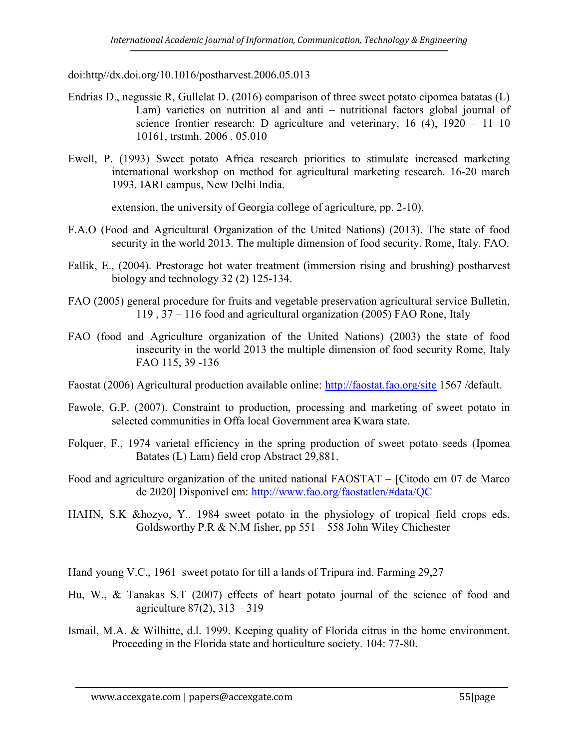doi:http//dx.doi.org/10.1016/postharvest.2006.05.013

Endrias D., negussie R, Gullelat D. (2016) comparison of three sweet potato cipomea batatas (L) Lam) varieties on nutrition al and anti – nutritional factors global journal of science frontier research: D agriculture and veterinary, 16 (4), 1920 – 11 10 10161, trstmh. 2006 . 05.010

Ewell, P. (1993) Sweet potato Africa research priorities to stimulate increased marketing international workshop on method for agricultural marketing research. 16-20 march 1993. IARI campus, New Delhi India.

extension, the university of Georgia college of agriculture, pp. 2-10).

F.A.O (Food and Agricultural Organization of the United Nations) (2013). The state of food security in the world 2013. The multiple dimension of food security. Rome, Italy. FAO.

Fallik, E., (2004). Prestorage hot water treatment (immersion rising and brushing) postharvest biology and technology 32 (2) 125-134.

FAO (2005) general procedure for fruits and vegetable preservation agricultural service Bulletin, 119 , 37 – 116 food and agricultural organization (2005) FAO Rone, Italy

FAO (food and Agriculture organization of the United Nations) (2003) the state of food insecurity in the world 2013 the multiple dimension of food security Rome, Italy FAO 115, 39 -136

Faostat (2006) Agricultural production available online: http://faostat.fao.org/site 1567 /default.

Fawole, G.P. (2007). Constraint to production, processing and marketing of sweet potato in selected communities in Offa local Government area Kwara state.

Folquer, F., 1974 varietal efficiency in the spring production of sweet potato seeds (Ipomea Batates (L) Lam) field crop Abstract 29,881.

Food and agriculture organization of the united national FAOSTAT – [Citodo em 07 de Marco de 2020] Disponivel em: http://www.fao.org/faostatlen/#data/QC

HAHN, S.K &hozyo, Y., 1984 sweet potato in the physiology of tropical field crops eds. Goldsworthy P.R & N.M fisher, pp 551 – 558 John Wiley Chichester

Hand young V.C., 1961 sweet potato for till a lands of Tripura ind. Farming 29,27

Hu, W., & Tanakas S.T (2007) effects of heart potato journal of the science of food and agriculture 87(2), 313 – 319

Ismail, M.A. & Wilhitte, d.l. 1999. Keeping quality of Florida citrus in the home environment. Proceeding in the Florida state and horticulture society. 104: 77-80.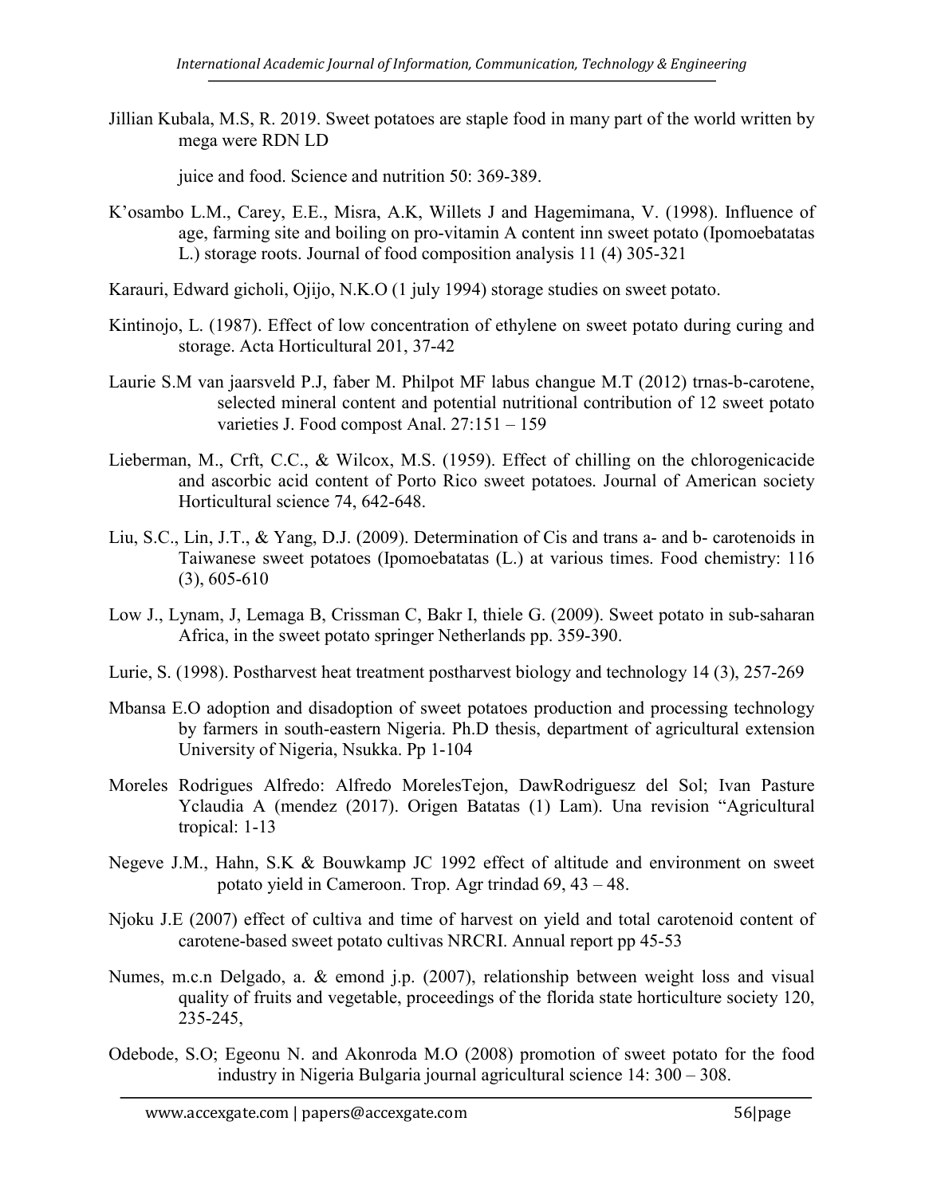Jillian Kubala, M.S, R. 2019. Sweet potatoes are staple food in many part of the world written by mega were RDN LD

juice and food. Science and nutrition 50: 369-389.

K'osambo L.M., Carey, E.E., Misra, A.K, Willets J and Hagemimana, V. (1998). Influence of age, farming site and boiling on pro-vitamin A content inn sweet potato (Ipomoebatatas L.) storage roots. Journal of food composition analysis 11 (4) 305-321

Karauri, Edward gicholi, Ojijo, N.K.O (1 july 1994) storage studies on sweet potato.

Kintinojo, L. (1987). Effect of low concentration of ethylene on sweet potato during curing and storage. Acta Horticultural 201, 37-42

Laurie S.M van jaarsveld P.J, faber M. Philpot MF labus changue M.T (2012) trnas-b-carotene, selected mineral content and potential nutritional contribution of 12 sweet potato varieties J. Food compost Anal. 27:151 – 159

Lieberman, M., Crft, C.C., & Wilcox, M.S. (1959). Effect of chilling on the chlorogenicacide and ascorbic acid content of Porto Rico sweet potatoes. Journal of American society Horticultural science 74, 642-648.

Liu, S.C., Lin, J.T., & Yang, D.J. (2009). Determination of Cis and trans a- and b- carotenoids in Taiwanese sweet potatoes (Ipomoebatatas (L.) at various times. Food chemistry: 116 (3), 605-610

Low J., Lynam, J, Lemaga B, Crissman C, Bakr I, thiele G. (2009). Sweet potato in sub-saharan Africa, in the sweet potato springer Netherlands pp. 359-390.

Lurie, S. (1998). Postharvest heat treatment postharvest biology and technology 14 (3), 257-269

Mbansa E.O adoption and disadoption of sweet potatoes production and processing technology by farmers in south-eastern Nigeria. Ph.D thesis, department of agricultural extension University of Nigeria, Nsukka. Pp 1-104

Moreles Rodrigues Alfredo: Alfredo MorelesTejon, DawRodriguesz del Sol; Ivan Pasture Yclaudia A (mendez (2017). Origen Batatas (1) Lam). Una revision "Agricultural tropical: 1-13

Negeve J.M., Hahn, S.K & Bouwkamp JC 1992 effect of altitude and environment on sweet potato yield in Cameroon. Trop. Agr trindad 69, 43 – 48.

Njoku J.E (2007) effect of cultiva and time of harvest on yield and total carotenoid content of carotene-based sweet potato cultivas NRCRI. Annual report pp 45-53

Numes, m.c.n Delgado, a. & emond j.p. (2007), relationship between weight loss and visual quality of fruits and vegetable, proceedings of the florida state horticulture society 120, 235-245,

Odebode, S.O; Egeonu N. and Akonroda M.O (2008) promotion of sweet potato for the food industry in Nigeria Bulgaria journal agricultural science 14: 300 – 308.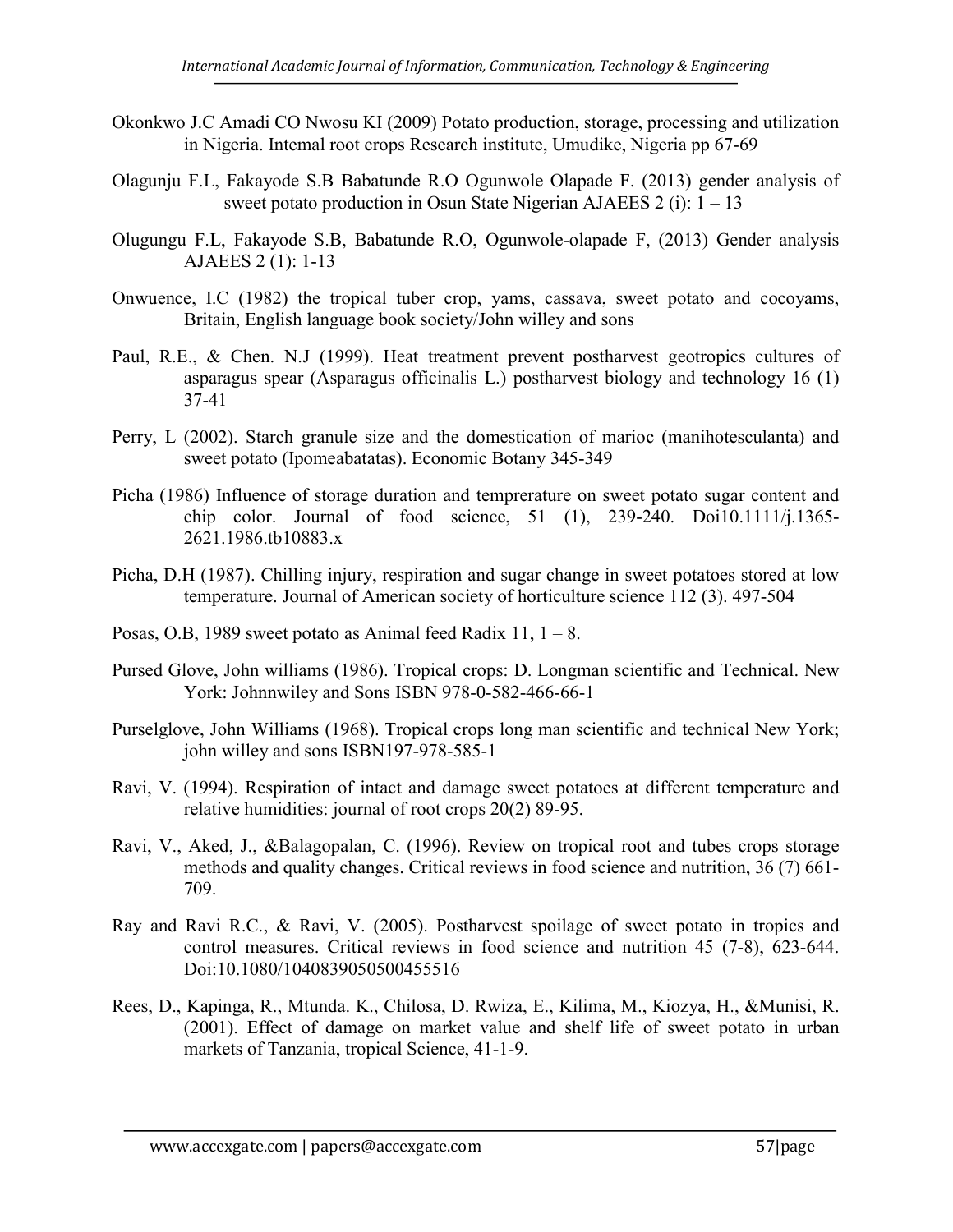Okonkwo J.C Amadi CO Nwosu KI (2009) Potato production, storage, processing and utilization in Nigeria. Intemal root crops Research institute, Umudike, Nigeria pp 67-69

Olagunju F.L, Fakayode S.B Babatunde R.O Ogunwole Olapade F. (2013) gender analysis of sweet potato production in Osun State Nigerian AJAEES 2 (i): 1 – 13

Olugungu F.L, Fakayode S.B, Babatunde R.O, Ogunwole-olapade F, (2013) Gender analysis AJAEES 2 (1): 1-13

Onwuence, I.C (1982) the tropical tuber crop, yams, cassava, sweet potato and cocoyams, Britain, English language book society/John willey and sons

Paul, R.E., & Chen. N.J (1999). Heat treatment prevent postharvest geotropics cultures of asparagus spear (Asparagus officinalis L.) postharvest biology and technology 16 (1) 37-41

Perry, L (2002). Starch granule size and the domestication of marioc (manihotesculanta) and sweet potato (Ipomeabatatas). Economic Botany 345-349

Picha (1986) Influence of storage duration and tempreratur​e on sweet potato sugar content and chip color. Journal of food science, 51 (1), 239-240. Doi10.1111/j.1365-2621.1986.tb10883.x

Picha, D.H (1987). Chilling injury, respiration and sugar change in sweet potatoes stored at low temperature. Journal of American society of horticulture science 112 (3). 497-504

Posas, O.B, 1989 sweet potato as Animal feed Radix 11, 1 – 8.

Pursed Glove, John williams (1986). Tropical crops: D. Longman scientific and Technical. New York: Johnnwiley and Sons ISBN 978-0-582-466-66-1

Purselglove, John Williams (1968). Tropical crops long man scientific and technical New York; john willey and sons ISBN197-978-585-1

Ravi, V. (1994). Respiration of intact and damage sweet potatoes at different temperature and relative humidities: journal of root crops 20(2) 89-95.

Ravi, V., Aked, J., &Balagopalan, C. (1996). Review on tropical root and tubes crops storage methods and quality changes. Critical reviews in food science and nutrition, 36 (7) 661-709.

Ray and Ravi R.C., & Ravi, V. (2005). Postharvest spoilage of sweet potato in tropics and control measures. Critical reviews in food science and nutrition 45 (7-8), 623-644. Doi:10.1080/1040839050500455516

Rees, D., Kapinga, R., Mtunda. K., Chilosa, D. Rwiza, E., Kilima, M., Kiozya, H., &Munisi, R. (2001). Effect of damage on market value and shelf life of sweet potato in urban markets of Tanzania, tropical Science, 41-1-9.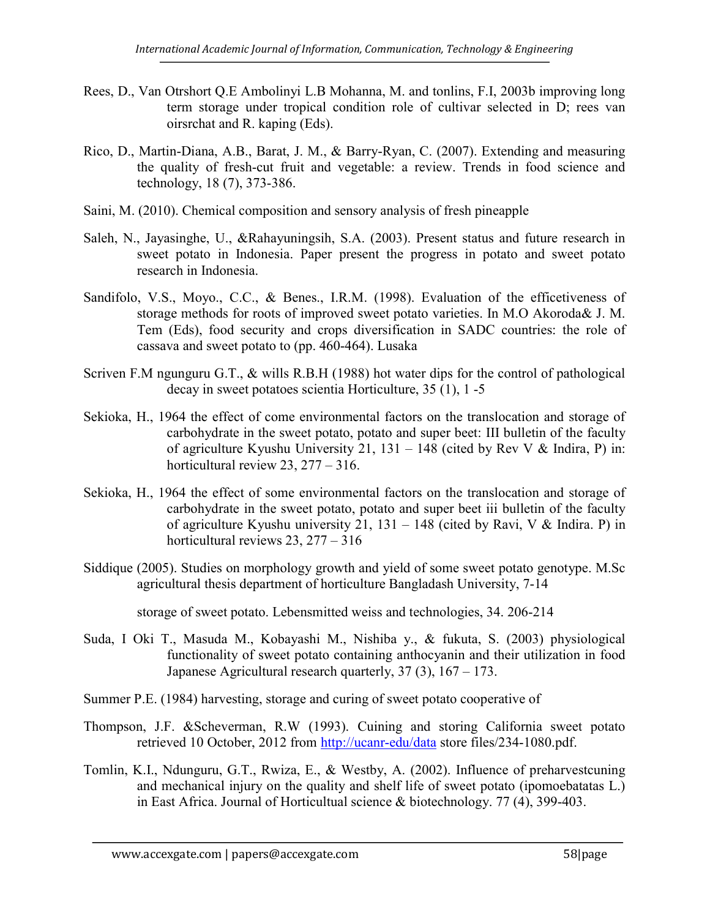Rees, D., Van Otrshort Q.E Ambolinyi L.B Mohanna, M. and tonlins, F.I, 2003b improving long term storage under tropical condition role of cultivar selected in D; rees van oirsrchat and R. kaping (Eds).

Rico, D., Martin-Diana, A.B., Barat, J. M., & Barry-Ryan, C. (2007). Extending and measuring the quality of fresh-cut fruit and vegetable: a review. Trends in food science and technology, 18 (7), 373-386.

Saini, M. (2010). Chemical composition and sensory analysis of fresh pineapple

Saleh, N., Jayasinghe, U., &Rahayuningsih, S.A. (2003). Present status and future research in sweet potato in Indonesia. Paper present the progress in potato and sweet potato research in Indonesia.

Sandifolo, V.S., Moyo., C.C., & Benes., I.R.M. (1998). Evaluation of the efficetiveness of storage methods for roots of improved sweet potato varieties. In M.O Akoroda& J. M. Tem (Eds), food security and crops diversification in SADC countries: the role of cassava and sweet potato to (pp. 460-464). Lusaka

Scriven F.M ngunguru G.T., & wills R.B.H (1988) hot water dips for the control of pathological decay in sweet potatoes scientia Horticulture, 35 (1), 1 -5

Sekioka, H., 1964 the effect of come environmental factors on the translocation and storage of carbohydrate in the sweet potato, potato and super beet: III bulletin of the faculty of agriculture Kyushu University 21, 131 – 148 (cited by Rev V & Indira, P) in: horticultural review 23, 277 – 316.

Sekioka, H., 1964 the effect of some environmental factors on the translocation and storage of carbohydrate in the sweet potato, potato and super beet iii bulletin of the faculty of agriculture Kyushu university 21, 131 – 148 (cited by Ravi, V & Indira. P) in horticultural reviews 23, 277 – 316

Siddique (2005). Studies on morphology growth and yield of some sweet potato genotype. M.Sc agricultural thesis department of horticulture Bangladash University, 7-14

storage of sweet potato. Lebensmitted weiss and technologies, 34. 206-214

Suda, I Oki T., Masuda M., Kobayashi M., Nishiba y., & fukuta, S. (2003) physiological functionality of sweet potato containing anthocyanin and their utilization in food Japanese Agricultural research quarterly, 37 (3), 167 – 173.

Summer P.E. (1984) harvesting, storage and curing of sweet potato cooperative of

Thompson, J.F. &Scheverman, R.W (1993). Cuining and storing California sweet potato retrieved 10 October, 2012 from http://ucanr-edu/data store files/234-1080.pdf.

Tomlin, K.I., Ndunguru, G.T., Rwiza, E., & Westby, A. (2002). Influence of preharvestcuning and mechanical injury on the quality and shelf life of sweet potato (ipomoebatatas L.) in East Africa. Journal of Horticultual science & biotechnology. 77 (4), 399-403.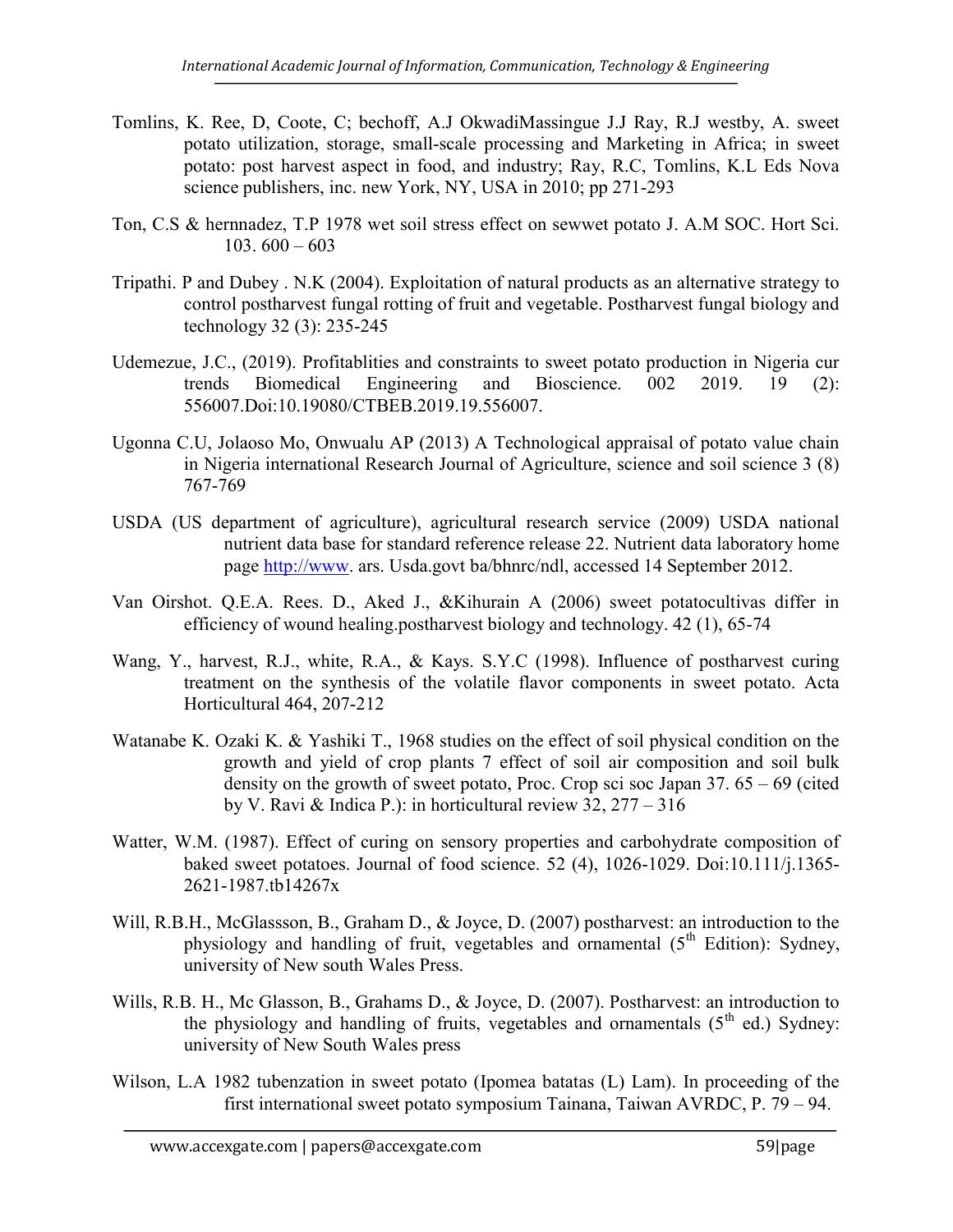Tomlins, K. Ree, D, Coote, C; bechoff, A.J OkwadiMassingue J.J Ray, R.J westby, A. sweet potato utilization, storage, small-scale processing and Marketing in Africa; in sweet potato: post harvest aspect in food, and industry; Ray, R.C, Tomlins, K.L Eds Nova science publishers, inc. new York, NY, USA in 2010; pp 271-293

Ton, C.S & hernnadez, T.P 1978 wet soil stress effect on sewwet potato J. A.M SOC. Hort Sci. 103. 600 – 603

Tripathi. P and Dubey . N.K (2004). Exploitation of natural products as an alternative strategy to control postharvest fungal rotting of fruit and vegetable. Postharvest fungal biology and technology 32 (3): 235-245

Udemezue, J.C., (2019). Profitablities and constraints to sweet potato production in Nigeria cur trends Biomedical Engineering and Bioscience. 002 2019. 19 (2): 556007.Doi:10.19080/CTBEB.2019.19.556007.

Ugonna C.U, Jolaoso Mo, Onwualu AP (2013) A Technological appraisal of potato value chain in Nigeria international Research Journal of Agriculture, science and soil science 3 (8) 767-769

USDA (US department of agriculture), agricultural research service (2009) USDA national nutrient data base for standard reference release 22. Nutrient data laboratory home page http://www. ars. Usda.govt ba/bhnrc/ndl, accessed 14 September 2012.

Van Oirshot. Q.E.A. Rees. D., Aked J., &Kihurain A (2006) sweet potatocultivas differ in efficiency of wound healing.postharvest biology and technology. 42 (1), 65-74

Wang, Y., harvest, R.J., white, R.A., & Kays. S.Y.C (1998). Influence of postharvest curing treatment on the synthesis of the volatile flavor components in sweet potato. Acta Horticultural 464, 207-212

Watanabe K. Ozaki K. & Yashiki T., 1968 studies on the effect of soil physical condition on the growth and yield of crop plants 7 effect of soil air composition and soil bulk density on the growth of sweet potato, Proc. Crop sci soc Japan 37. 65 – 69 (cited by V. Ravi & Indica P.): in horticultural review 32, 277 – 316

Watter, W.M. (1987). Effect of curing on sensory properties and carbohydrate composition of baked sweet potatoes. Journal of food science. 52 (4), 1026-1029. Doi:10.111/j.1365-2621-1987.tb14267x

Will, R.B.H., McGlassson, B., Graham D., & Joyce, D. (2007) postharvest: an introduction to the physiology and handling of fruit, vegetables and ornamental (5th Edition): Sydney, university of New south Wales Press.

Wills, R.B. H., Mc Glasson, B., Grahams D., & Joyce, D. (2007). Postharvest: an introduction to the physiology and handling of fruits, vegetables and ornamentals (5th ed.) Sydney: university of New South Wales press

Wilson, L.A 1982 tubenzation in sweet potato (Ipomea batatas (L) Lam). In proceeding of the first international sweet potato symposium Tainana, Taiwan AVRDC, P. 79 – 94.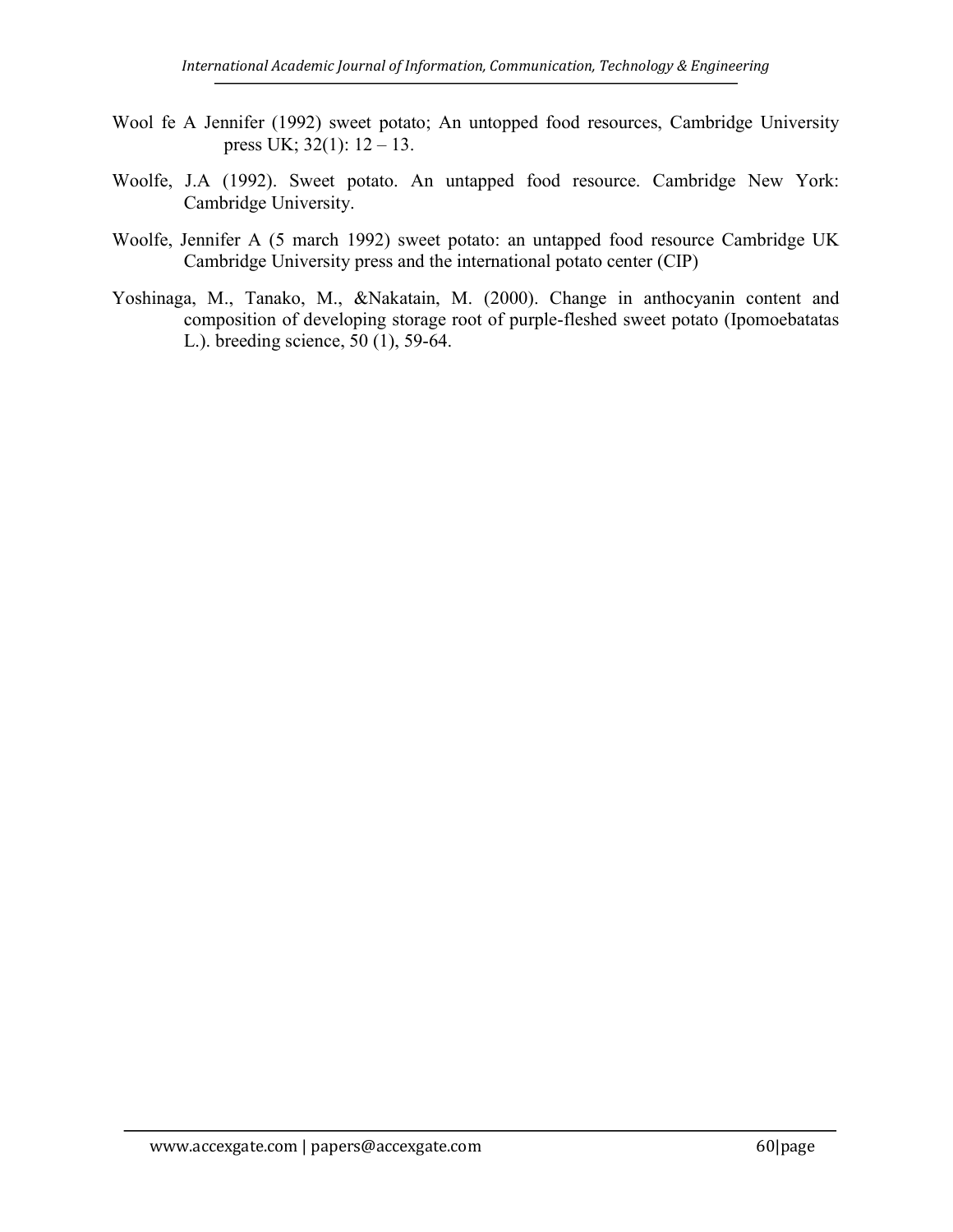Wool fe A Jennifer (1992) sweet potato; An untopped food resources, Cambridge University press UK; 32(1): 12 – 13.

Woolfe, J.A (1992). Sweet potato. An untapped food resource. Cambridge New York: Cambridge University.

Woolfe, Jennifer A (5 march 1992) sweet potato: an untapped food resource Cambridge UK Cambridge University press and the international potato center (CIP)

Yoshinaga, M., Tanako, M., &Nakatain, M. (2000). Change in anthocyanin content and composition of developing storage root of purple-fleshed sweet potato (Ipomoebatatas L.). breeding science, 50 (1), 59-64.